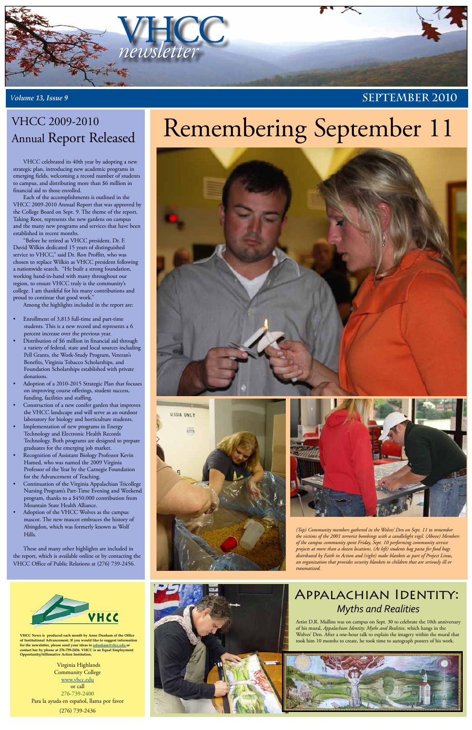# VHCC newsletter

*Volume 13, Issue 9*

SEPTEMBER 2010

## VHCC 2009-2010 Annual Report Released

VHCC celebrated its 40th year by adopting a new strategic plan, introducing new academic programs in emerging fields, welcoming a record number of students to campus, and distributing more than $6 million in financial aid to those enrolled.

Each of the accomplishments is outlined in the VHCC 2009-2010 Annual Report that was approved by the College Board on Sept. 9. The theme of the report, Taking Root, represents the new gardens on campus and the many new programs and services that have been established in recent months.

"Before he retired as VHCC president, Dr. F. David Wilkin dedicated 15 years of distinguished service to VHCC," said Dr. Ron Proffitt, who was chosen to replace Wilkin as VHCC president following a nationwide search. "He built a strong foundation, working hand-in-hand with many throughout our region, to ensure VHCC truly is the community's college. I am thankful for his many contributions and proud to continue that good work."

Among the highlights included in the report are:

- Enrollment of 3,813 full-time and part-time students. This is a new record and represents a 6 percent increase over the previous year.
- Distribution of $6 million in financial aid through a variety of federal, state and local sources including Pell Grants, the Work-Study Program, Veteran's Benefits, Virginia Tobacco Scholarships, and Foundation Scholarships established with private donations.
- Adoption of a 2010-2015 Strategic Plan that focuses on improving course offerings, student success, funding, facilities and staffing.
- Construction of a new conifer garden that improves the VHCC landscape and will serve as an outdoor laboratory for biology and horticulture students.
- Implementation of new programs in Energy Technology and Electronic Health Records Technology. Both programs are designed to prepare graduates for the emerging job market.
- Recognition of Assistant Biology Professor Kevin Hamed, who was named the 2009 Virginia Professor of the Year by the Carnegie Foundation for the Advancement of Teaching.
- Continuation of the Virginia Appalachian Tricollege Nursing Program's Part-Time Evening and Weekend program, thanks to a $450,000 contribution from Mountain State Health Alliance.
- Adoption of the VHCC Wolves as the campus mascot. The new mascot embraces the history of Abingdon, which was formerly known as Wolf Hills.

These and many other highlights are included in the report, which is available online or by contacting the VHCC Office of Public Relations at (276) 739-2456.

# Remembering September 11

*(Top) Community members gathered in the Wolves' Den on Sept. 11 to remember the victims of the 2001 terrorist bombings with a candlelight vigil. (Above) Members of the campus community spent Friday, Sept. 10 performing community service projects at more than a dozen locations. (At left) students bag pasta for food bags distributed by Faith in Action and (right) make blankets as part of Project Linus, an organization that provides security blankets to children that are seriously ill or traumatized.*

VHCC

**VHCC News is produced each month by Anne Dunham of the Office of Institutional Advancement. If you would like to suggest information for the newsletter, please send your ideas to adunham@vhcc.edu or contact her by phone at 276-739-2456. VHCC is an Equal Employment Opportunity/Affirmative Action Institution.**

Virginia Highlands
Community College
www.vhcc.edu
or call
276-739-2400
Para la ayuda en español, llama por favor
(276) 739-2436

## Appalachian Identity: *Myths and Realities*

Artist D.R. Mullins was on campus on Sept. 30 to celebrate the 10th anniversary of his mural, *Appalachian Identity: Myths and Realities*, which hangs in the Wolves' Den. After a one-hour talk to explain the imagery within the mural that took him 10 months to create, he took time to autograph posters of his work.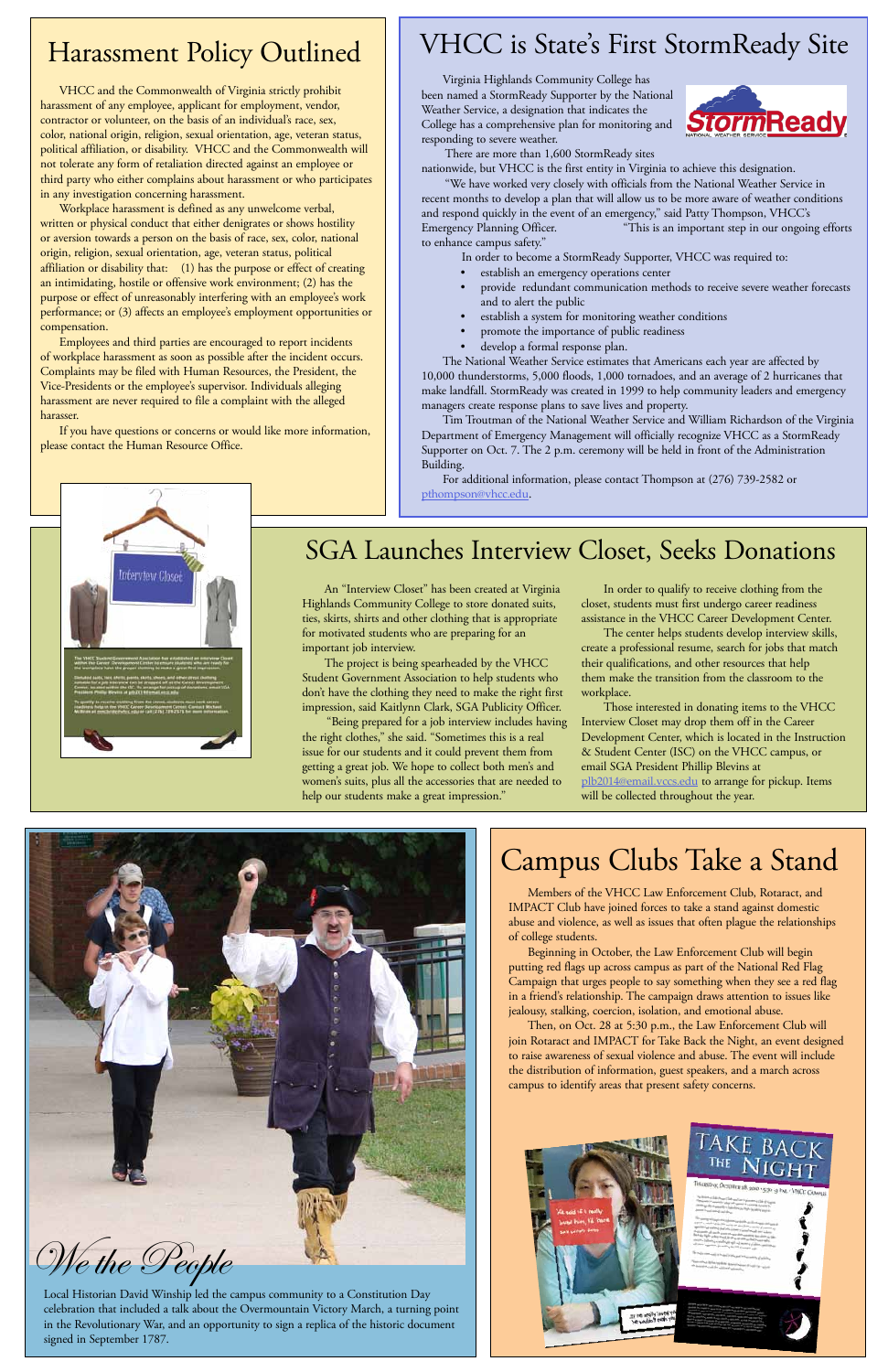# Harassment Policy Outlined

VHCC and the Commonwealth of Virginia strictly prohibit harassment of any employee, applicant for employment, vendor, contractor or volunteer, on the basis of an individual's race, sex, color, national origin, religion, sexual orientation, age, veteran status, political affiliation, or disability. VHCC and the Commonwealth will not tolerate any form of retaliation directed against an employee or third party who either complains about harassment or who participates in any investigation concerning harassment.

Workplace harassment is defined as any unwelcome verbal, written or physical conduct that either denigrates or shows hostility or aversion towards a person on the basis of race, sex, color, national origin, religion, sexual orientation, age, veteran status, political affiliation or disability that: (1) has the purpose or effect of creating an intimidating, hostile or offensive work environment; (2) has the purpose or effect of unreasonably interfering with an employee's work performance; or (3) affects an employee's employment opportunities or compensation.

Employees and third parties are encouraged to report incidents of workplace harassment as soon as possible after the incident occurs. Complaints may be filed with Human Resources, the President, the Vice-Presidents or the employee's supervisor. Individuals alleging harassment are never required to file a complaint with the alleged harasser.

If you have questions or concerns or would like more information, please contact the Human Resource Office.

# VHCC is State's First StormReady Site

Virginia Highlands Community College has been named a StormReady Supporter by the National Weather Service, a designation that indicates the College has a comprehensive plan for monitoring and responding to severe weather.

There are more than 1,600 StormReady sites nationwide, but VHCC is the first entity in Virginia to achieve this designation.

"We have worked very closely with officials from the National Weather Service in recent months to develop a plan that will allow us to be more aware of weather conditions and respond quickly in the event of an emergency," said Patty Thompson, VHCC's Emergency Planning Officer. "This is an important step in our ongoing efforts to enhance campus safety."

In order to become a StormReady Supporter, VHCC was required to:

- establish an emergency operations center
- provide redundant communication methods to receive severe weather forecasts and to alert the public
- establish a system for monitoring weather conditions
- promote the importance of public readiness
- develop a formal response plan.

The National Weather Service estimates that Americans each year are affected by 10,000 thunderstorms, 5,000 floods, 1,000 tornadoes, and an average of 2 hurricanes that make landfall. StormReady was created in 1999 to help community leaders and emergency managers create response plans to save lives and property.

Tim Troutman of the National Weather Service and William Richardson of the Virginia Department of Emergency Management will officially recognize VHCC as a StormReady Supporter on Oct. 7. The 2 p.m. ceremony will be held in front of the Administration Building.

For additional information, please contact Thompson at (276) 739-2582 or pthompson@vhcc.edu.

# SGA Launches Interview Closet, Seeks Donations

An "Interview Closet" has been created at Virginia Highlands Community College to store donated suits, ties, skirts, shirts and other clothing that is appropriate for motivated students who are preparing for an important job interview.

The project is being spearheaded by the VHCC Student Government Association to help students who don't have the clothing they need to make the right first impression, said Kaitlynn Clark, SGA Publicity Officer.

"Being prepared for a job interview includes having the right clothes," she said. "Sometimes this is a real issue for our students and it could prevent them from getting a great job. We hope to collect both men's and women's suits, plus all the accessories that are needed to help our students make a great impression."

In order to qualify to receive clothing from the closet, students must first undergo career readiness assistance in the VHCC Career Development Center.

The center helps students develop interview skills, create a professional resume, search for jobs that match their qualifications, and other resources that help them make the transition from the classroom to the workplace.

Those interested in donating items to the VHCC Interview Closet may drop them off in the Career Development Center, which is located in the Instruction & Student Center (ISC) on the VHCC campus, or email SGA President Phillip Blevins at plb2014@email.vccs.edu to arrange for pickup. Items will be collected throughout the year.

## We the People

Local Historian David Winship led the campus community to a Constitution Day celebration that included a talk about the Overmountain Victory March, a turning point in the Revolutionary War, and an opportunity to sign a replica of the historic document signed in September 1787.

# Campus Clubs Take a Stand

Members of the VHCC Law Enforcement Club, Rotaract, and IMPACT Club have joined forces to take a stand against domestic abuse and violence, as well as issues that often plague the relationships of college students.

Beginning in October, the Law Enforcement Club will begin putting red flags up across campus as part of the National Red Flag Campaign that urges people to say something when they see a red flag in a friend's relationship. The campaign draws attention to issues like jealousy, stalking, coercion, isolation, and emotional abuse.

Then, on Oct. 28 at 5:30 p.m., the Law Enforcement Club will join Rotaract and IMPACT for Take Back the Night, an event designed to raise awareness of sexual violence and abuse. The event will include the distribution of information, guest speakers, and a march across campus to identify areas that present safety concerns.